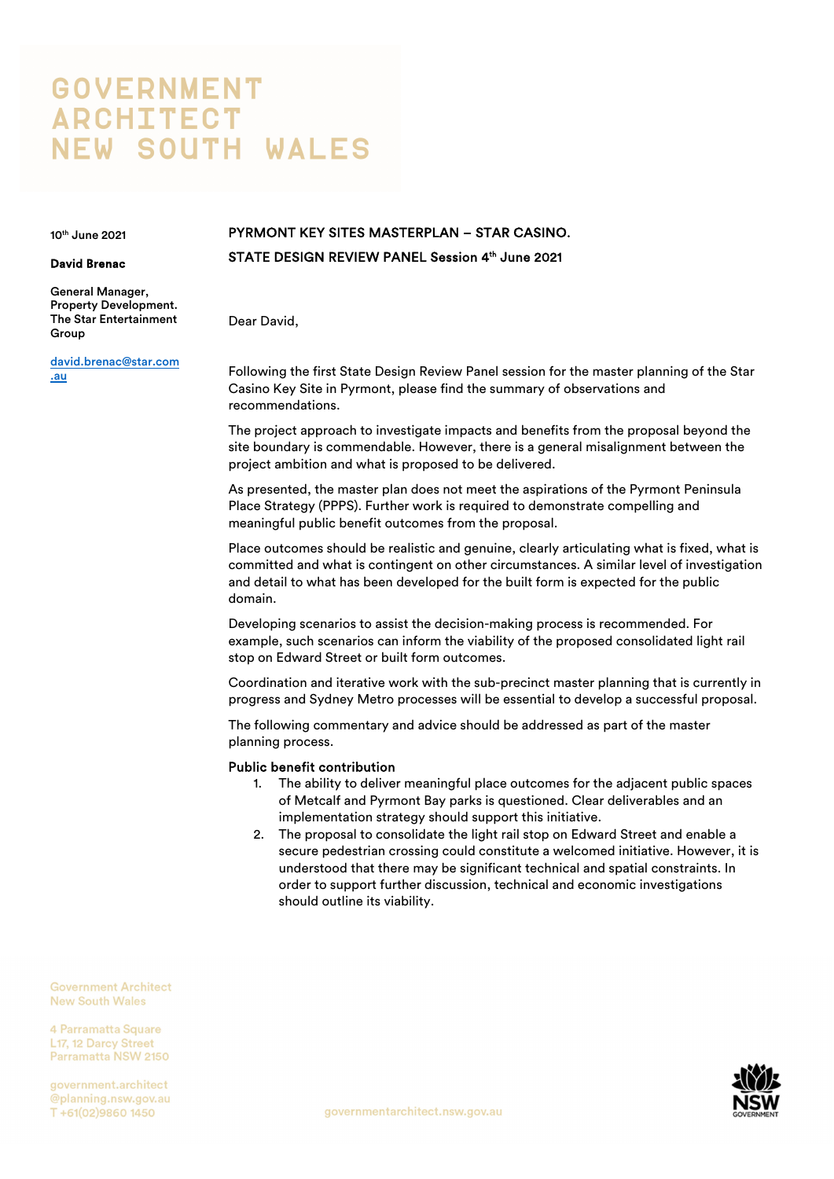# GOVERNMENT ARCHITECT NEW SOUTH WALES

10th June 2021

**David Brenac**

**General Manager, Property Development. The Star Entertainment Group**

david.brenac@star.com.au

PYRMONT KEY SITES MASTERPLAN – STAR CASINO.

STATE DESIGN REVIEW PANEL Session 4th June 2021

Dear David,

Following the first State Design Review Panel session for the master planning of the Star Casino Key Site in Pyrmont, please find the summary of observations and recommendations.

The project approach to investigate impacts and benefits from the proposal beyond the site boundary is commendable. However, there is a general misalignment between the project ambition and what is proposed to be delivered.

As presented, the master plan does not meet the aspirations of the Pyrmont Peninsula Place Strategy (PPPS). Further work is required to demonstrate compelling and meaningful public benefit outcomes from the proposal.

Place outcomes should be realistic and genuine, clearly articulating what is fixed, what is committed and what is contingent on other circumstances. A similar level of investigation and detail to what has been developed for the built form is expected for the public domain.

Developing scenarios to assist the decision-making process is recommended. For example, such scenarios can inform the viability of the proposed consolidated light rail stop on Edward Street or built form outcomes.

Coordination and iterative work with the sub-precinct master planning that is currently in progress and Sydney Metro processes will be essential to develop a successful proposal.

The following commentary and advice should be addressed as part of the master planning process.

**Public benefit contribution**

1. The ability to deliver meaningful place outcomes for the adjacent public spaces of Metcalf and Pyrmont Bay parks is questioned. Clear deliverables and an implementation strategy should support this initiative.
2. The proposal to consolidate the light rail stop on Edward Street and enable a secure pedestrian crossing could constitute a welcomed initiative. However, it is understood that there may be significant technical and spatial constraints. In order to support further discussion, technical and economic investigations should outline its viability.

Government Architect New South Wales

4 Parramatta Square
L17, 12 Darcy Street
Parramatta NSW 2150

government.architect@planning.nsw.gov.au
T +61(02)9860 1450

governmentarchitect.nsw.gov.au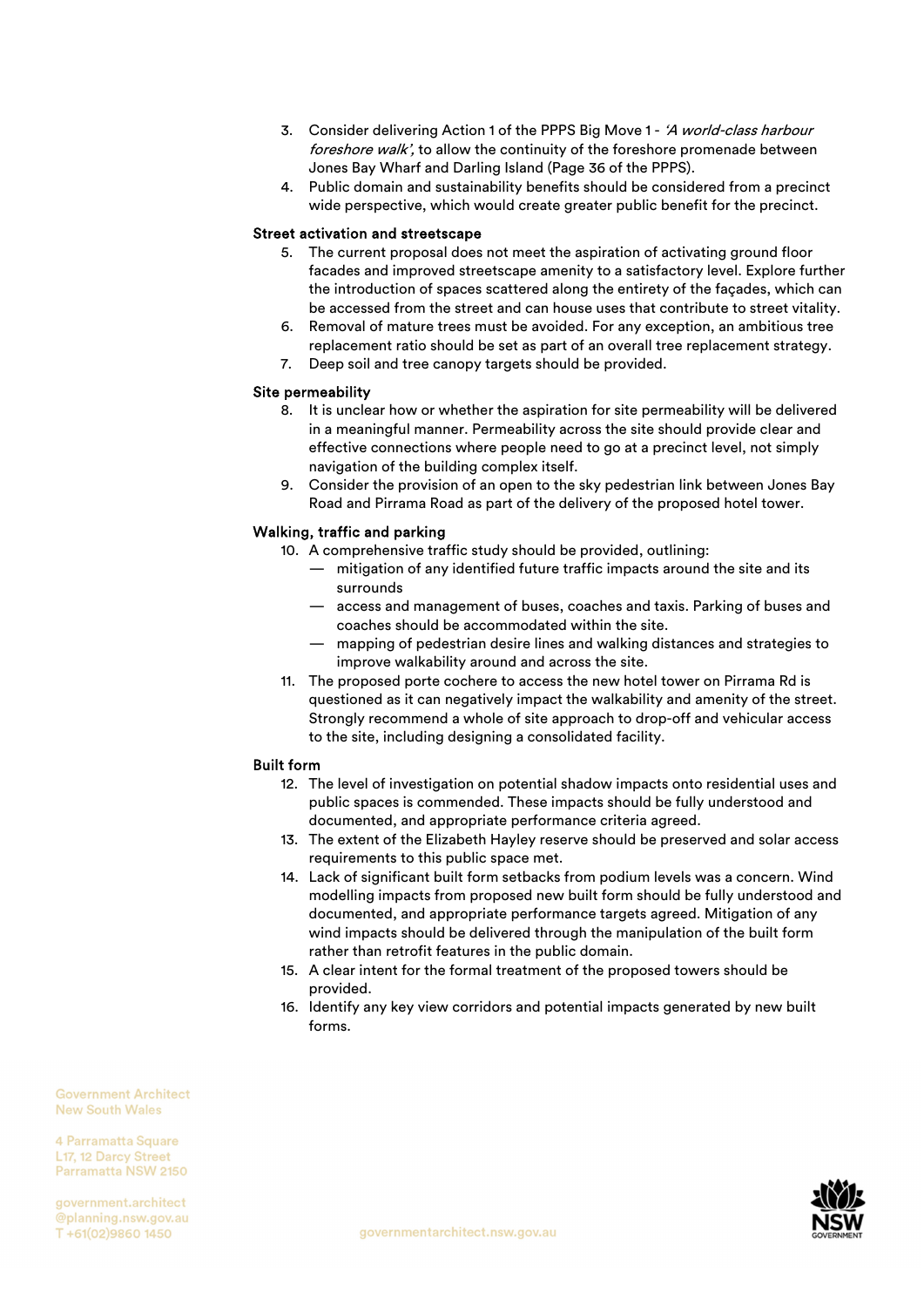3. Consider delivering Action 1 of the PPPS Big Move 1 - *'A world-class harbour foreshore walk'*, to allow the continuity of the foreshore promenade between Jones Bay Wharf and Darling Island (Page 36 of the PPPS).
4. Public domain and sustainability benefits should be considered from a precinct wide perspective, which would create greater public benefit for the precinct.

### Street activation and streetscape

5. The current proposal does not meet the aspiration of activating ground floor facades and improved streetscape amenity to a satisfactory level. Explore further the introduction of spaces scattered along the entirety of the façades, which can be accessed from the street and can house uses that contribute to street vitality.
6. Removal of mature trees must be avoided. For any exception, an ambitious tree replacement ratio should be set as part of an overall tree replacement strategy.
7. Deep soil and tree canopy targets should be provided.

### Site permeability

8. It is unclear how or whether the aspiration for site permeability will be delivered in a meaningful manner. Permeability across the site should provide clear and effective connections where people need to go at a precinct level, not simply navigation of the building complex itself.
9. Consider the provision of an open to the sky pedestrian link between Jones Bay Road and Pirrama Road as part of the delivery of the proposed hotel tower.

### Walking, traffic and parking

10. A comprehensive traffic study should be provided, outlining:
    - mitigation of any identified future traffic impacts around the site and its surrounds
    - access and management of buses, coaches and taxis. Parking of buses and coaches should be accommodated within the site.
    - mapping of pedestrian desire lines and walking distances and strategies to improve walkability around and across the site.
11. The proposed porte cochere to access the new hotel tower on Pirrama Rd is questioned as it can negatively impact the walkability and amenity of the street. Strongly recommend a whole of site approach to drop-off and vehicular access to the site, including designing a consolidated facility.

### Built form

12. The level of investigation on potential shadow impacts onto residential uses and public spaces is commended. These impacts should be fully understood and documented, and appropriate performance criteria agreed.
13. The extent of the Elizabeth Hayley reserve should be preserved and solar access requirements to this public space met.
14. Lack of significant built form setbacks from podium levels was a concern. Wind modelling impacts from proposed new built form should be fully understood and documented, and appropriate performance targets agreed. Mitigation of any wind impacts should be delivered through the manipulation of the built form rather than retrofit features in the public domain.
15. A clear intent for the formal treatment of the proposed towers should be provided.
16. Identify any key view corridors and potential impacts generated by new built forms.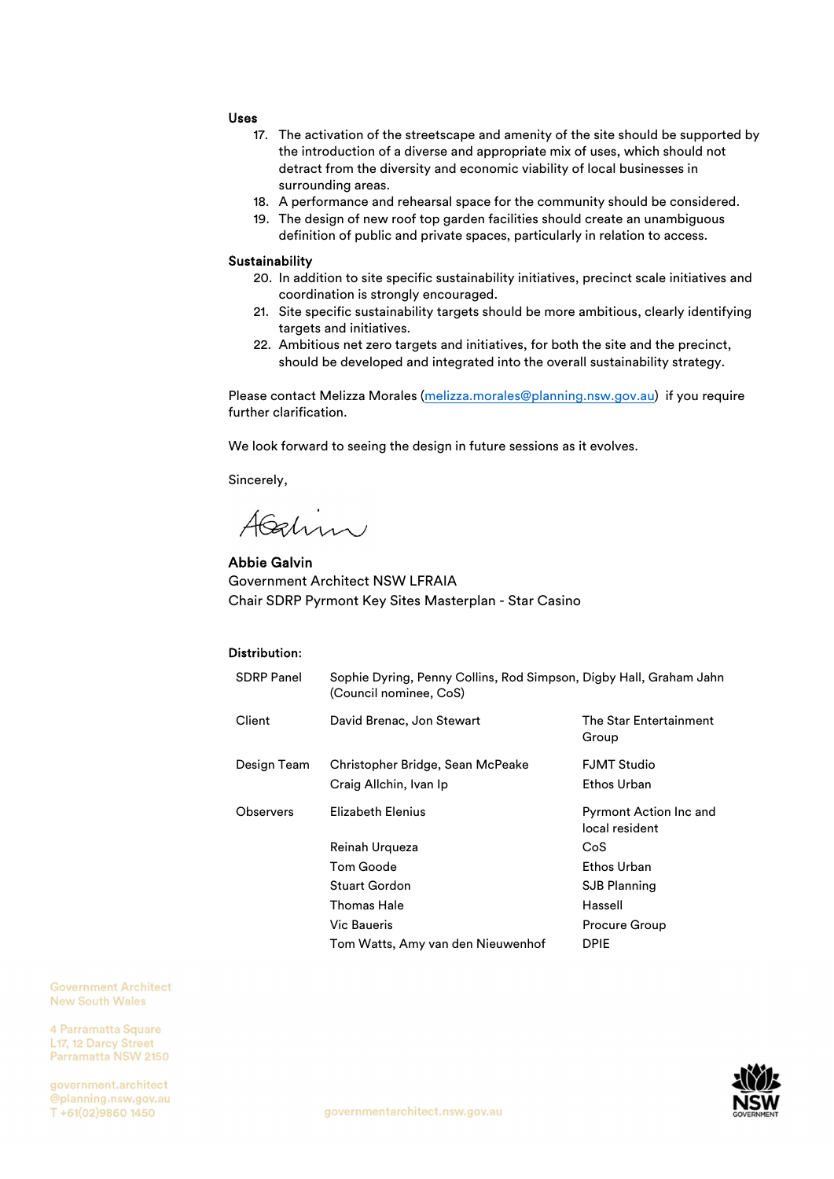**Uses**

17. The activation of the streetscape and amenity of the site should be supported by the introduction of a diverse and appropriate mix of uses, which should not detract from the diversity and economic viability of local businesses in surrounding areas.
18. A performance and rehearsal space for the community should be considered.
19. The design of new roof top garden facilities should create an unambiguous definition of public and private spaces, particularly in relation to access.

**Sustainability**

20. In addition to site specific sustainability initiatives, precinct scale initiatives and coordination is strongly encouraged.
21. Site specific sustainability targets should be more ambitious, clearly identifying targets and initiatives.
22. Ambitious net zero targets and initiatives, for both the site and the precinct, should be developed and integrated into the overall sustainability strategy.

Please contact Melizza Morales ([melizza.morales@planning.nsw.gov.au](mailto:melizza.morales@planning.nsw.gov.au)) if you require further clarification.

We look forward to seeing the design in future sessions as it evolves.

Sincerely,

**Abbie Galvin**
Government Architect NSW LFRAIA
Chair SDRP Pyrmont Key Sites Masterplan - Star Casino

**Distribution:**

| | | |
|---|---|---|
| SDRP Panel | Sophie Dyring, Penny Collins, Rod Simpson, Digby Hall, Graham Jahn (Council nominee, CoS) | |
| Client | David Brenac, Jon Stewart | The Star Entertainment Group |
| Design Team | Christopher Bridge, Sean McPeake | FJMT Studio |
| | Craig Allchin, Ivan Ip | Ethos Urban |
| Observers | Elizabeth Elenius | Pyrmont Action Inc and local resident |
| | Reinah Urqueza | CoS |
| | Tom Goode | Ethos Urban |
| | Stuart Gordon | SJB Planning |
| | Thomas Hale | Hassell |
| | Vic Baueris | Procure Group |
| | Tom Watts, Amy van den Nieuwenhof | DPIE |